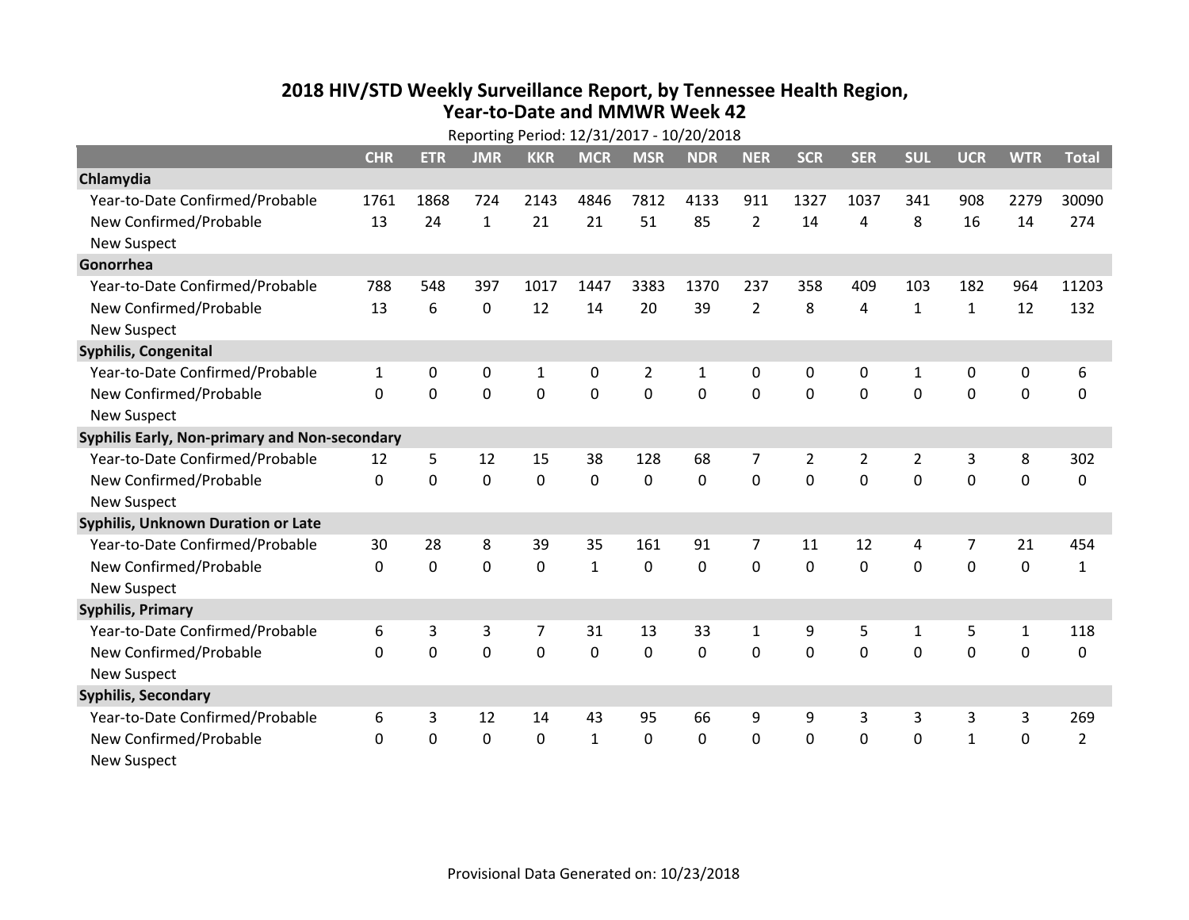# 2018 HIV/STD Weekly Surveillance Report, by Tennessee Health Region, Year-to-Date and MMWR Week 42

Reporting Period: 12/31/2017 - 10/20/2018

| | CHR | ETR | JMR | KKR | MCR | MSR | NDR | NER | SCR | SER | SUL | UCR | WTR | Total |
|---|---|---|---|---|---|---|---|---|---|---|---|---|---|---|
| **Chlamydia** | | | | | | | | | | | | | | |
| Year-to-Date Confirmed/Probable | 1761 | 1868 | 724 | 2143 | 4846 | 7812 | 4133 | 911 | 1327 | 1037 | 341 | 908 | 2279 | 30090 |
| New Confirmed/Probable | 13 | 24 | 1 | 21 | 21 | 51 | 85 | 2 | 14 | 4 | 8 | 16 | 14 | 274 |
| New Suspect | | | | | | | | | | | | | | |
| **Gonorrhea** | | | | | | | | | | | | | | |
| Year-to-Date Confirmed/Probable | 788 | 548 | 397 | 1017 | 1447 | 3383 | 1370 | 237 | 358 | 409 | 103 | 182 | 964 | 11203 |
| New Confirmed/Probable | 13 | 6 | 0 | 12 | 14 | 20 | 39 | 2 | 8 | 4 | 1 | 1 | 12 | 132 |
| New Suspect | | | | | | | | | | | | | | |
| **Syphilis, Congenital** | | | | | | | | | | | | | | |
| Year-to-Date Confirmed/Probable | 1 | 0 | 0 | 1 | 0 | 2 | 1 | 0 | 0 | 0 | 1 | 0 | 0 | 6 |
| New Confirmed/Probable | 0 | 0 | 0 | 0 | 0 | 0 | 0 | 0 | 0 | 0 | 0 | 0 | 0 | 0 |
| New Suspect | | | | | | | | | | | | | | |
| **Syphilis Early, Non-primary and Non-secondary** | | | | | | | | | | | | | | |
| Year-to-Date Confirmed/Probable | 12 | 5 | 12 | 15 | 38 | 128 | 68 | 7 | 2 | 2 | 2 | 3 | 8 | 302 |
| New Confirmed/Probable | 0 | 0 | 0 | 0 | 0 | 0 | 0 | 0 | 0 | 0 | 0 | 0 | 0 | 0 |
| New Suspect | | | | | | | | | | | | | | |
| **Syphilis, Unknown Duration or Late** | | | | | | | | | | | | | | |
| Year-to-Date Confirmed/Probable | 30 | 28 | 8 | 39 | 35 | 161 | 91 | 7 | 11 | 12 | 4 | 7 | 21 | 454 |
| New Confirmed/Probable | 0 | 0 | 0 | 0 | 1 | 0 | 0 | 0 | 0 | 0 | 0 | 0 | 0 | 1 |
| New Suspect | | | | | | | | | | | | | | |
| **Syphilis, Primary** | | | | | | | | | | | | | | |
| Year-to-Date Confirmed/Probable | 6 | 3 | 3 | 7 | 31 | 13 | 33 | 1 | 9 | 5 | 1 | 5 | 1 | 118 |
| New Confirmed/Probable | 0 | 0 | 0 | 0 | 0 | 0 | 0 | 0 | 0 | 0 | 0 | 0 | 0 | 0 |
| New Suspect | | | | | | | | | | | | | | |
| **Syphilis, Secondary** | | | | | | | | | | | | | | |
| Year-to-Date Confirmed/Probable | 6 | 3 | 12 | 14 | 43 | 95 | 66 | 9 | 9 | 3 | 3 | 3 | 3 | 269 |
| New Confirmed/Probable | 0 | 0 | 0 | 0 | 1 | 0 | 0 | 0 | 0 | 0 | 0 | 1 | 0 | 2 |
| New Suspect | | | | | | | | | | | | | | |

Provisional Data Generated on: 10/23/2018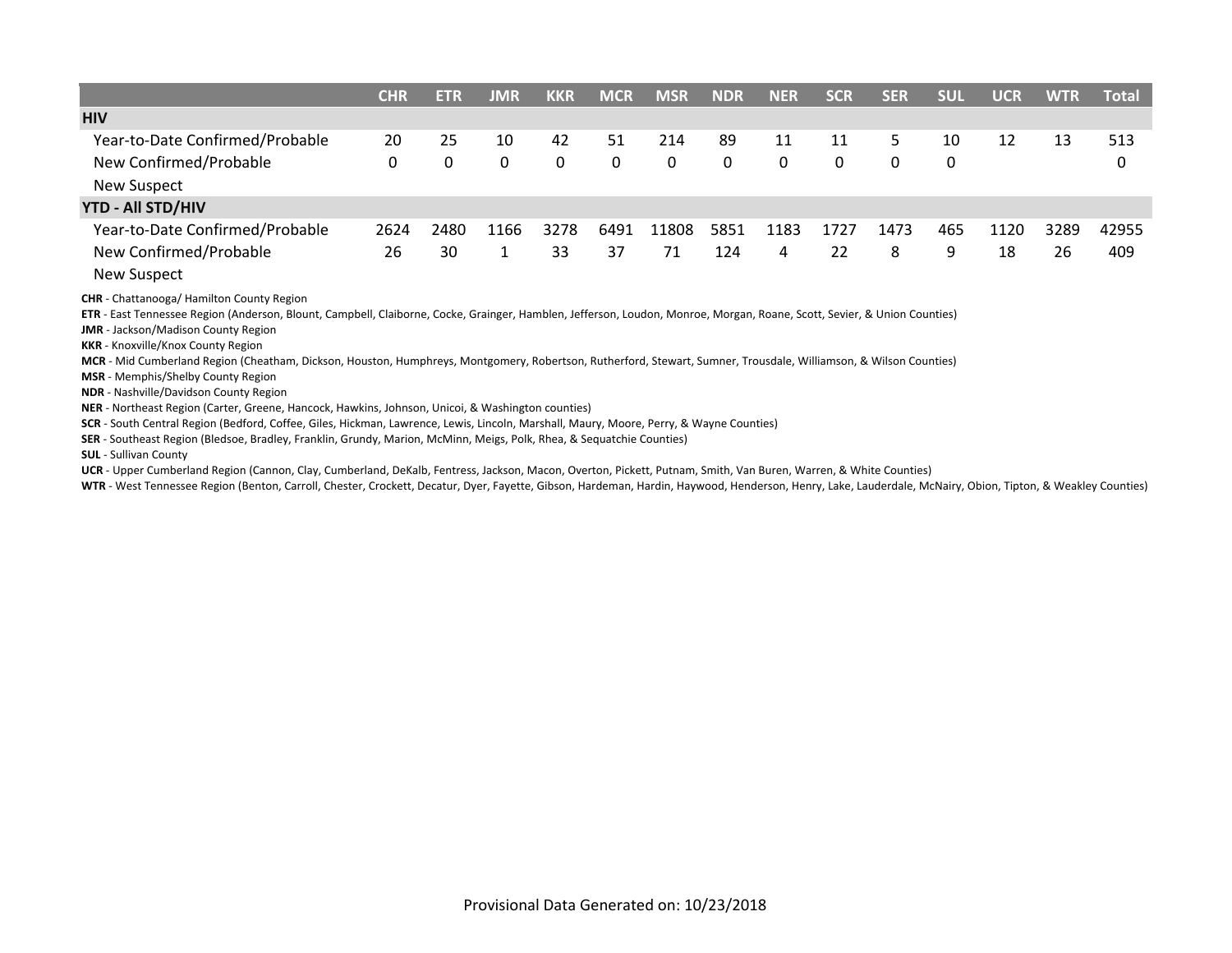| | CHR | ETR | JMR | KKR | MCR | MSR | NDR | NER | SCR | SER | SUL | UCR | WTR | Total |
|---|---|---|---|---|---|---|---|---|---|---|---|---|---|---|
| **HIV** | | | | | | | | | | | | | | |
| Year-to-Date Confirmed/Probable | 20 | 25 | 10 | 42 | 51 | 214 | 89 | 11 | 11 | 5 | 10 | 12 | 13 | 513 |
| New Confirmed/Probable | 0 | 0 | 0 | 0 | 0 | 0 | 0 | 0 | 0 | 0 | 0 | | | 0 |
| New Suspect | | | | | | | | | | | | | | |
| **YTD - All STD/HIV** | | | | | | | | | | | | | | |
| Year-to-Date Confirmed/Probable | 2624 | 2480 | 1166 | 3278 | 6491 | 11808 | 5851 | 1183 | 1727 | 1473 | 465 | 1120 | 3289 | 42955 |
| New Confirmed/Probable | 26 | 30 | 1 | 33 | 37 | 71 | 124 | 4 | 22 | 8 | 9 | 18 | 26 | 409 |
| New Suspect | | | | | | | | | | | | | | |

**CHR** - Chattanooga/ Hamilton County Region

**ETR** - East Tennessee Region (Anderson, Blount, Campbell, Claiborne, Cocke, Grainger, Hamblen, Jefferson, Loudon, Monroe, Morgan, Roane, Scott, Sevier, & Union Counties)

**JMR** - Jackson/Madison County Region

**KKR** - Knoxville/Knox County Region

**MCR** - Mid Cumberland Region (Cheatham, Dickson, Houston, Humphreys, Montgomery, Robertson, Rutherford, Stewart, Sumner, Trousdale, Williamson, & Wilson Counties)

**MSR** - Memphis/Shelby County Region

**NDR** - Nashville/Davidson County Region

**NER** - Northeast Region (Carter, Greene, Hancock, Hawkins, Johnson, Unicoi, & Washington counties)

**SCR** - South Central Region (Bedford, Coffee, Giles, Hickman, Lawrence, Lewis, Lincoln, Marshall, Maury, Moore, Perry, & Wayne Counties)

**SER** - Southeast Region (Bledsoe, Bradley, Franklin, Grundy, Marion, McMinn, Meigs, Polk, Rhea, & Sequatchie Counties)

**SUL** - Sullivan County

**UCR** - Upper Cumberland Region (Cannon, Clay, Cumberland, DeKalb, Fentress, Jackson, Macon, Overton, Pickett, Putnam, Smith, Van Buren, Warren, & White Counties)

**WTR** - West Tennessee Region (Benton, Carroll, Chester, Crockett, Decatur, Dyer, Fayette, Gibson, Hardeman, Hardin, Haywood, Henderson, Henry, Lake, Lauderdale, McNairy, Obion, Tipton, & Weakley Counties)

Provisional Data Generated on: 10/23/2018